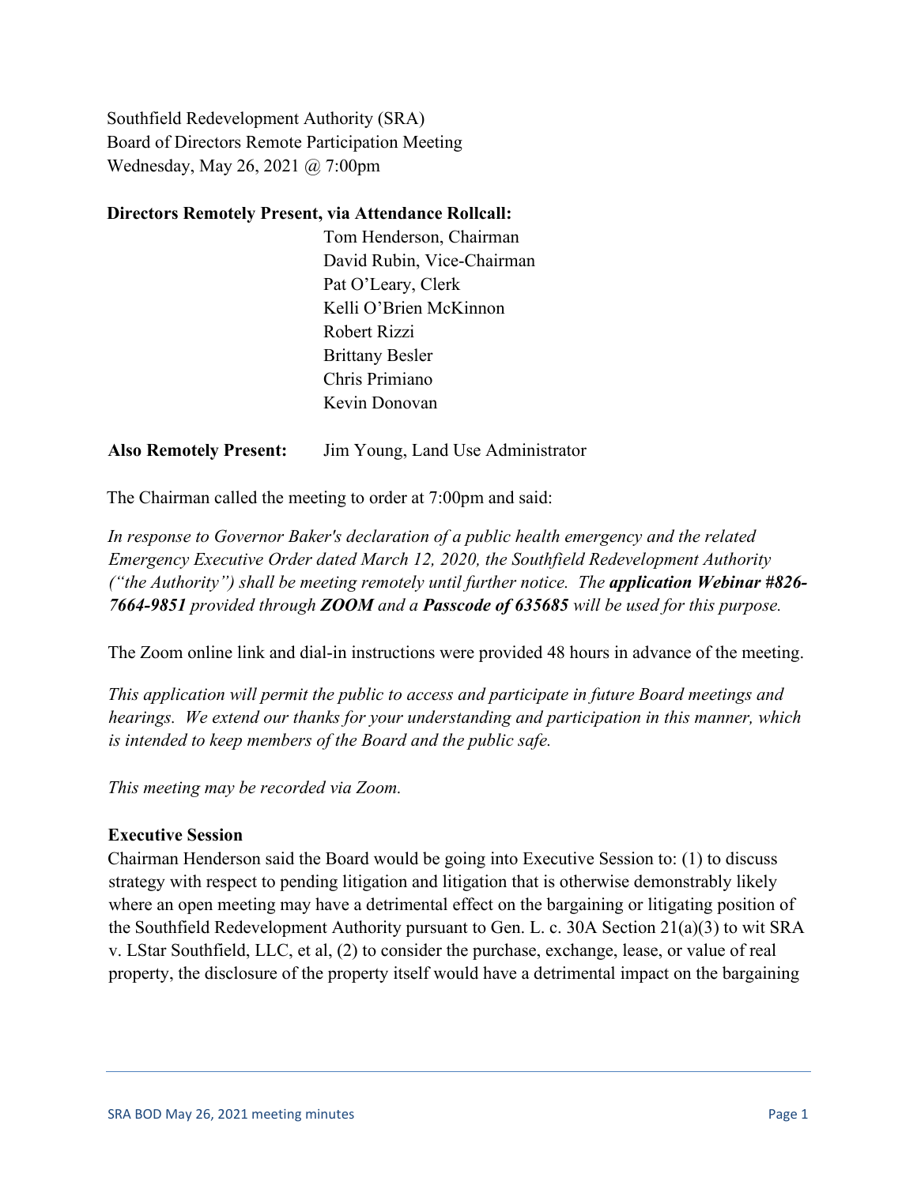Southfield Redevelopment Authority (SRA)
Board of Directors Remote Participation Meeting
Wednesday, May 26, 2021 @ 7:00pm

**Directors Remotely Present, via Attendance Rollcall:**

Tom Henderson, Chairman
David Rubin, Vice-Chairman
Pat O'Leary, Clerk
Kelli O'Brien McKinnon
Robert Rizzi
Brittany Besler
Chris Primiano
Kevin Donovan

**Also Remotely Present:** Jim Young, Land Use Administrator

The Chairman called the meeting to order at 7:00pm and said:

*In response to Governor Baker's declaration of a public health emergency and the related Emergency Executive Order dated March 12, 2020, the Southfield Redevelopment Authority ("the Authority") shall be meeting remotely until further notice. The **application Webinar #826-7664-9851** provided through **ZOOM** and a **Passcode of 635685** will be used for this purpose.*

The Zoom online link and dial-in instructions were provided 48 hours in advance of the meeting.

*This application will permit the public to access and participate in future Board meetings and hearings. We extend our thanks for your understanding and participation in this manner, which is intended to keep members of the Board and the public safe.*

*This meeting may be recorded via Zoom.*

**Executive Session**

Chairman Henderson said the Board would be going into Executive Session to: (1) to discuss strategy with respect to pending litigation and litigation that is otherwise demonstrably likely where an open meeting may have a detrimental effect on the bargaining or litigating position of the Southfield Redevelopment Authority pursuant to Gen. L. c. 30A Section 21(a)(3) to wit SRA v. LStar Southfield, LLC, et al, (2) to consider the purchase, exchange, lease, or value of real property, the disclosure of the property itself would have a detrimental impact on the bargaining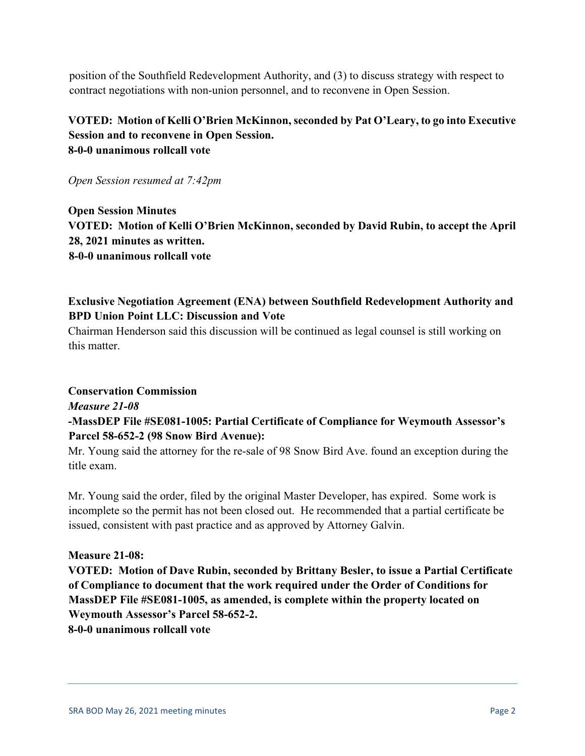position of the Southfield Redevelopment Authority, and (3) to discuss strategy with respect to contract negotiations with non-union personnel, and to reconvene in Open Session.

**VOTED: Motion of Kelli O'Brien McKinnon, seconded by Pat O'Leary, to go into Executive Session and to reconvene in Open Session.**
**8-0-0 unanimous rollcall vote**

*Open Session resumed at 7:42pm*

**Open Session Minutes**
**VOTED: Motion of Kelli O'Brien McKinnon, seconded by David Rubin, to accept the April 28, 2021 minutes as written.**
**8-0-0 unanimous rollcall vote**

**Exclusive Negotiation Agreement (ENA) between Southfield Redevelopment Authority and BPD Union Point LLC: Discussion and Vote**
Chairman Henderson said this discussion will be continued as legal counsel is still working on this matter.

**Conservation Commission**
***Measure 21-08***
**-MassDEP File #SE081-1005: Partial Certificate of Compliance for Weymouth Assessor's Parcel 58-652-2 (98 Snow Bird Avenue):**
Mr. Young said the attorney for the re-sale of 98 Snow Bird Ave. found an exception during the title exam.

Mr. Young said the order, filed by the original Master Developer, has expired. Some work is incomplete so the permit has not been closed out. He recommended that a partial certificate be issued, consistent with past practice and as approved by Attorney Galvin.

**Measure 21-08:**
**VOTED: Motion of Dave Rubin, seconded by Brittany Besler, to issue a Partial Certificate of Compliance to document that the work required under the Order of Conditions for MassDEP File #SE081-1005, as amended, is complete within the property located on Weymouth Assessor's Parcel 58-652-2.**
**8-0-0 unanimous rollcall vote**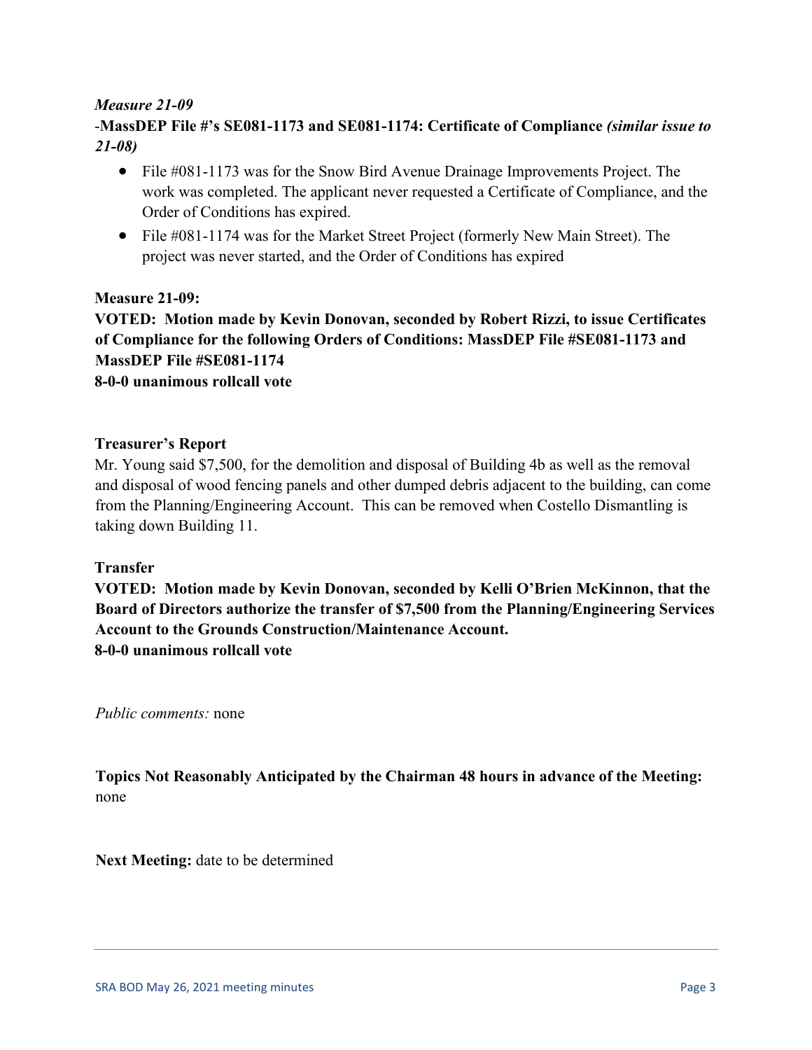***Measure 21-09***

-**MassDEP File #'s SE081-1173 and SE081-1174: Certificate of Compliance** ***(similar issue to 21-08)***

- File #081-1173 was for the Snow Bird Avenue Drainage Improvements Project. The work was completed. The applicant never requested a Certificate of Compliance, and the Order of Conditions has expired.
- File #081-1174 was for the Market Street Project (formerly New Main Street). The project was never started, and the Order of Conditions has expired

**Measure 21-09:**

**VOTED: Motion made by Kevin Donovan, seconded by Robert Rizzi, to issue Certificates of Compliance for the following Orders of Conditions: MassDEP File #SE081-1173 and MassDEP File #SE081-1174**
**8-0-0 unanimous rollcall vote**

**Treasurer's Report**

Mr. Young said $7,500, for the demolition and disposal of Building 4b as well as the removal and disposal of wood fencing panels and other dumped debris adjacent to the building, can come from the Planning/Engineering Account. This can be removed when Costello Dismantling is taking down Building 11.

**Transfer**

**VOTED: Motion made by Kevin Donovan, seconded by Kelli O'Brien McKinnon, that the Board of Directors authorize the transfer of $7,500 from the Planning/Engineering Services Account to the Grounds Construction/Maintenance Account.**
**8-0-0 unanimous rollcall vote**

*Public comments:* none

**Topics Not Reasonably Anticipated by the Chairman 48 hours in advance of the Meeting:** none

**Next Meeting:** date to be determined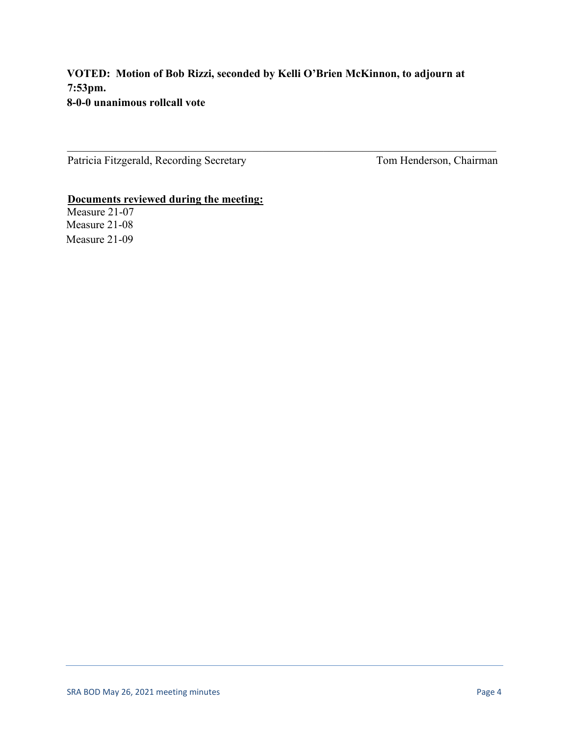**VOTED: Motion of Bob Rizzi, seconded by Kelli O'Brien McKinnon, to adjourn at 7:53pm.**
**8-0-0 unanimous rollcall vote**

Patricia Fitzgerald, Recording Secretary Tom Henderson, Chairman

**Documents reviewed during the meeting:**

Measure 21-07
Measure 21-08
Measure 21-09